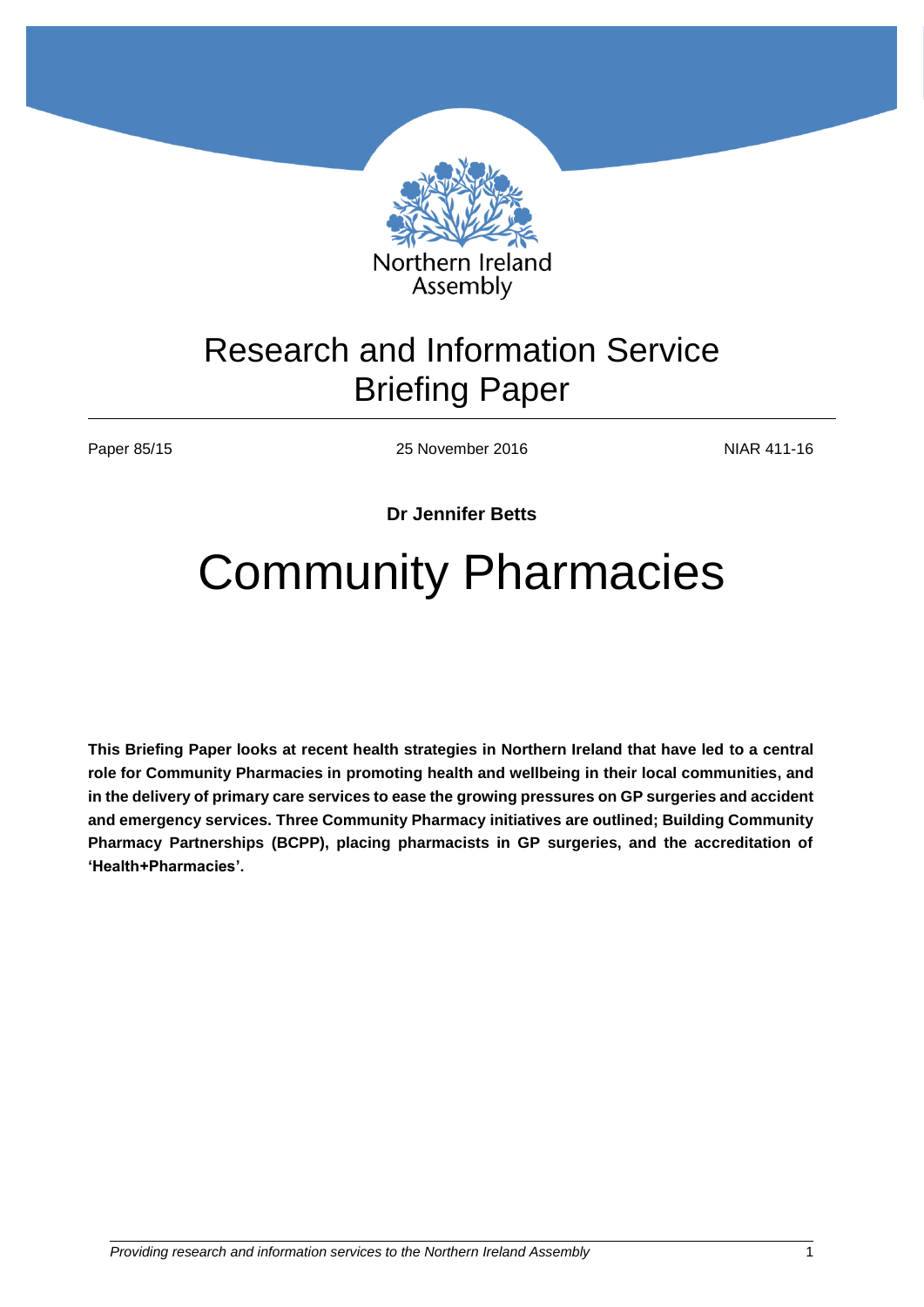Northern Ireland Assembly

# Research and Information Service Briefing Paper

Paper 85/15 | 25 November 2016 | NIAR 411-16

**Dr Jennifer Betts**

# Community Pharmacies

**This Briefing Paper looks at recent health strategies in Northern Ireland that have led to a central role for Community Pharmacies in promoting health and wellbeing in their local communities, and in the delivery of primary care services to ease the growing pressures on GP surgeries and accident and emergency services. Three Community Pharmacy initiatives are outlined; Building Community Pharmacy Partnerships (BCPP), placing pharmacists in GP surgeries, and the accreditation of 'Health+Pharmacies'.**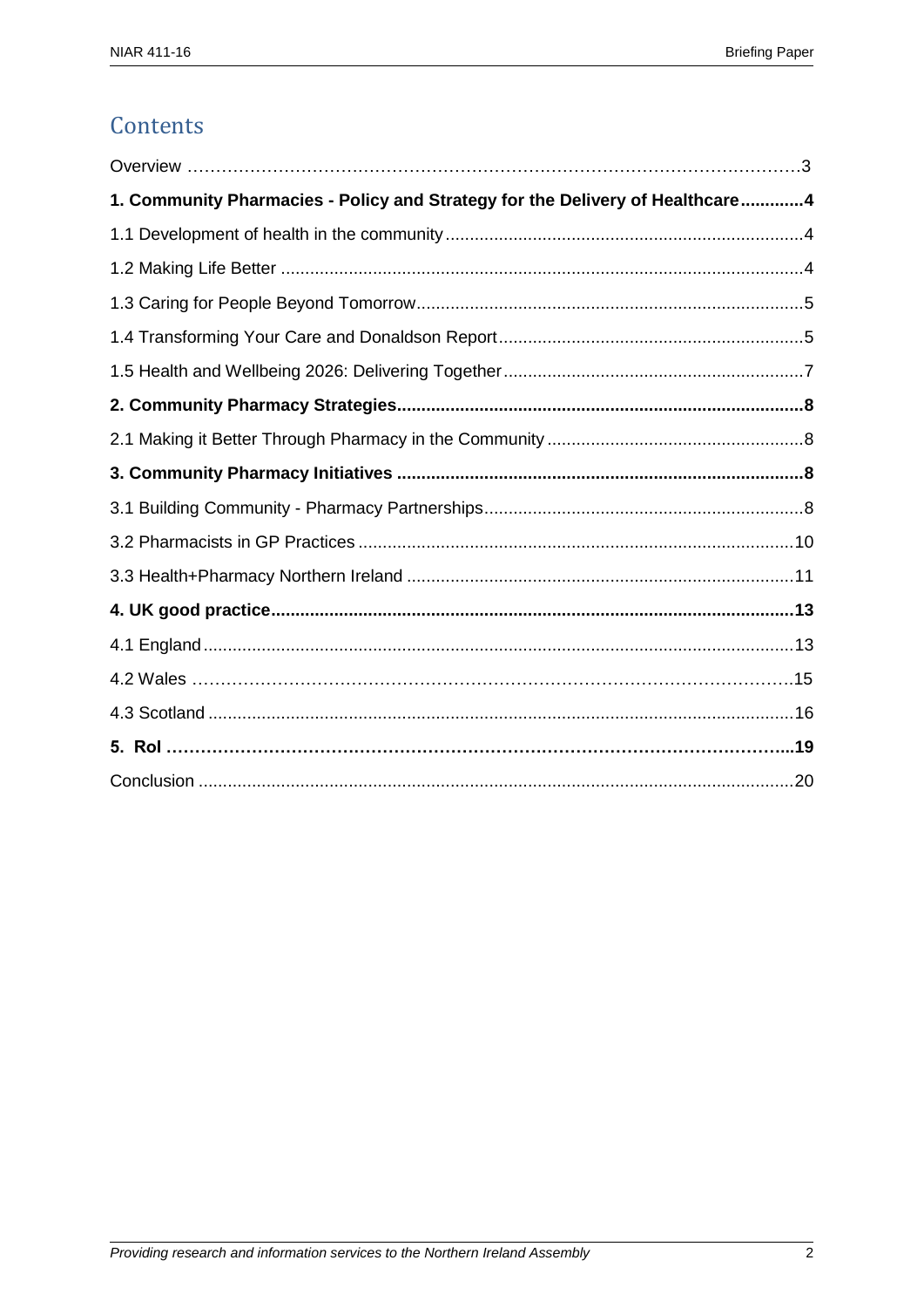## Contents

Overview ………………………………………………………………………………………3

**1. Community Pharmacies - Policy and Strategy for the Delivery of Healthcare.............4**

1.1 Development of health in the community..........................................................................4

1.2 Making Life Better ...........................................................................................................4

1.3 Caring for People Beyond Tomorrow...............................................................................5

1.4 Transforming Your Care and Donaldson Report...............................................................5

1.5 Health and Wellbeing 2026: Delivering Together..............................................................7

**2. Community Pharmacy Strategies...................................................................................8**

2.1 Making it Better Through Pharmacy in the Community.....................................................8

**3. Community Pharmacy Initiatives ...................................................................................8**

3.1 Building Community - Pharmacy Partnerships..................................................................8

3.2 Pharmacists in GP Practices .........................................................................................10

3.3 Health+Pharmacy Northern Ireland ...............................................................................11

**4. UK good practice..........................................................................................................13**

4.1 England........................................................................................................................13

4.2 Wales ……………………………………………………………………………………….15

4.3 Scotland .......................................................................................................................16

**5. RoI ………………………………………………………………………………………...19**

Conclusion ..........................................................................................................................20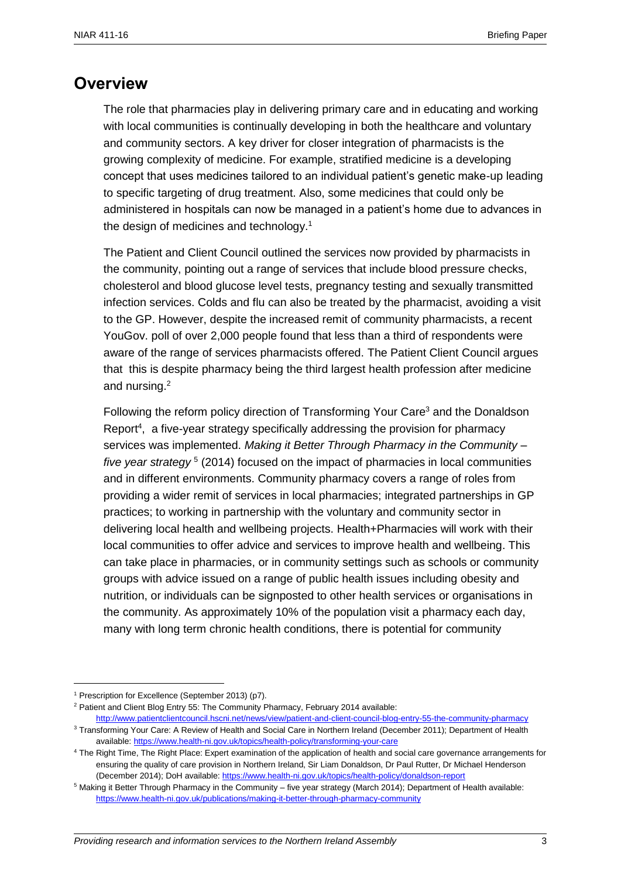## Overview

The role that pharmacies play in delivering primary care and in educating and working with local communities is continually developing in both the healthcare and voluntary and community sectors. A key driver for closer integration of pharmacists is the growing complexity of medicine. For example, stratified medicine is a developing concept that uses medicines tailored to an individual patient's genetic make-up leading to specific targeting of drug treatment. Also, some medicines that could only be administered in hospitals can now be managed in a patient's home due to advances in the design of medicines and technology.[1]

The Patient and Client Council outlined the services now provided by pharmacists in the community, pointing out a range of services that include blood pressure checks, cholesterol and blood glucose level tests, pregnancy testing and sexually transmitted infection services. Colds and flu can also be treated by the pharmacist, avoiding a visit to the GP. However, despite the increased remit of community pharmacists, a recent YouGov. poll of over 2,000 people found that less than a third of respondents were aware of the range of services pharmacists offered. The Patient Client Council argues that this is despite pharmacy being the third largest health profession after medicine and nursing.[2]

Following the reform policy direction of Transforming Your Care[3] and the Donaldson Report[4], a five-year strategy specifically addressing the provision for pharmacy services was implemented. *Making it Better Through Pharmacy in the Community – five year strategy* [5] (2014) focused on the impact of pharmacies in local communities and in different environments. Community pharmacy covers a range of roles from providing a wider remit of services in local pharmacies; integrated partnerships in GP practices; to working in partnership with the voluntary and community sector in delivering local health and wellbeing projects. Health+Pharmacies will work with their local communities to offer advice and services to improve health and wellbeing. This can take place in pharmacies, or in community settings such as schools or community groups with advice issued on a range of public health issues including obesity and nutrition, or individuals can be signposted to other health services or organisations in the community. As approximately 10% of the population visit a pharmacy each day, many with long term chronic health conditions, there is potential for community

---

[1] Prescription for Excellence (September 2013) (p7).

[2] Patient and Client Blog Entry 55: The Community Pharmacy, February 2014 available: http://www.patientclientcouncil.hscni.net/news/view/patient-and-client-council-blog-entry-55-the-community-pharmacy

[3] Transforming Your Care: A Review of Health and Social Care in Northern Ireland (December 2011); Department of Health available: https://www.health-ni.gov.uk/topics/health-policy/transforming-your-care

[4] The Right Time, The Right Place: Expert examination of the application of health and social care governance arrangements for ensuring the quality of care provision in Northern Ireland, Sir Liam Donaldson, Dr Paul Rutter, Dr Michael Henderson (December 2014); DoH available: https://www.health-ni.gov.uk/topics/health-policy/donaldson-report

[5] Making it Better Through Pharmacy in the Community – five year strategy (March 2014); Department of Health available: https://www.health-ni.gov.uk/publications/making-it-better-through-pharmacy-community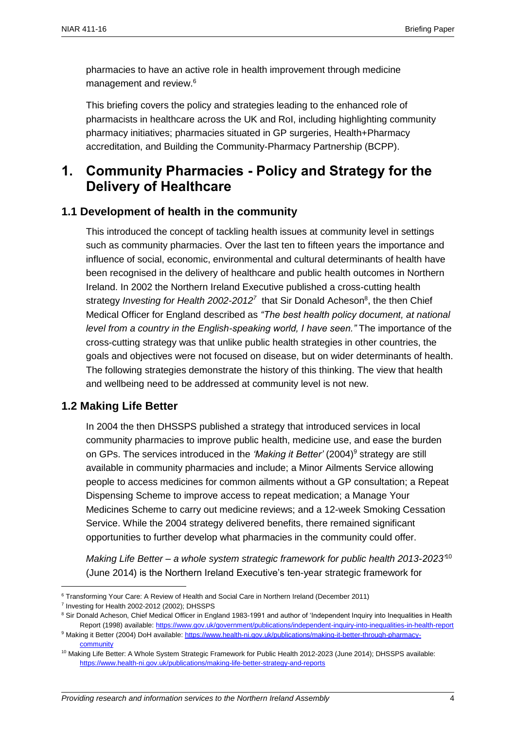pharmacies to have an active role in health improvement through medicine management and review.[6]

This briefing covers the policy and strategies leading to the enhanced role of pharmacists in healthcare across the UK and RoI, including highlighting community pharmacy initiatives; pharmacies situated in GP surgeries, Health+Pharmacy accreditation, and Building the Community-Pharmacy Partnership (BCPP).

# 1. Community Pharmacies - Policy and Strategy for the Delivery of Healthcare

## 1.1 Development of health in the community

This introduced the concept of tackling health issues at community level in settings such as community pharmacies. Over the last ten to fifteen years the importance and influence of social, economic, environmental and cultural determinants of health have been recognised in the delivery of healthcare and public health outcomes in Northern Ireland. In 2002 the Northern Ireland Executive published a cross-cutting health strategy *Investing for Health 2002-2012*[7] that Sir Donald Acheson[8], the then Chief Medical Officer for England described as *"The best health policy document, at national level from a country in the English-speaking world, I have seen."* The importance of the cross-cutting strategy was that unlike public health strategies in other countries, the goals and objectives were not focused on disease, but on wider determinants of health. The following strategies demonstrate the history of this thinking. The view that health and wellbeing need to be addressed at community level is not new.

## 1.2 Making Life Better

In 2004 the then DHSSPS published a strategy that introduced services in local community pharmacies to improve public health, medicine use, and ease the burden on GPs. The services introduced in the *'Making it Better'* (2004)[9] strategy are still available in community pharmacies and include; a Minor Ailments Service allowing people to access medicines for common ailments without a GP consultation; a Repeat Dispensing Scheme to improve access to repeat medication; a Manage Your Medicines Scheme to carry out medicine reviews; and a 12-week Smoking Cessation Service. While the 2004 strategy delivered benefits, there remained significant opportunities to further develop what pharmacies in the community could offer.

*Making Life Better – a whole system strategic framework for public health 2013-2023'*[10] (June 2014) is the Northern Ireland Executive's ten-year strategic framework for

---

[6] Transforming Your Care: A Review of Health and Social Care in Northern Ireland (December 2011)

[7] Investing for Health 2002-2012 (2002); DHSSPS

[8] Sir Donald Acheson, Chief Medical Officer in England 1983-1991 and author of 'Independent Inquiry into Inequalities in Health Report (1998) available: https://www.gov.uk/government/publications/independent-inquiry-into-inequalities-in-health-report

[9] Making it Better (2004) DoH available: https://www.health-ni.gov.uk/publications/making-it-better-through-pharmacy-community

[10] Making Life Better: A Whole System Strategic Framework for Public Health 2012-2023 (June 2014); DHSSPS available: https://www.health-ni.gov.uk/publications/making-life-better-strategy-and-reports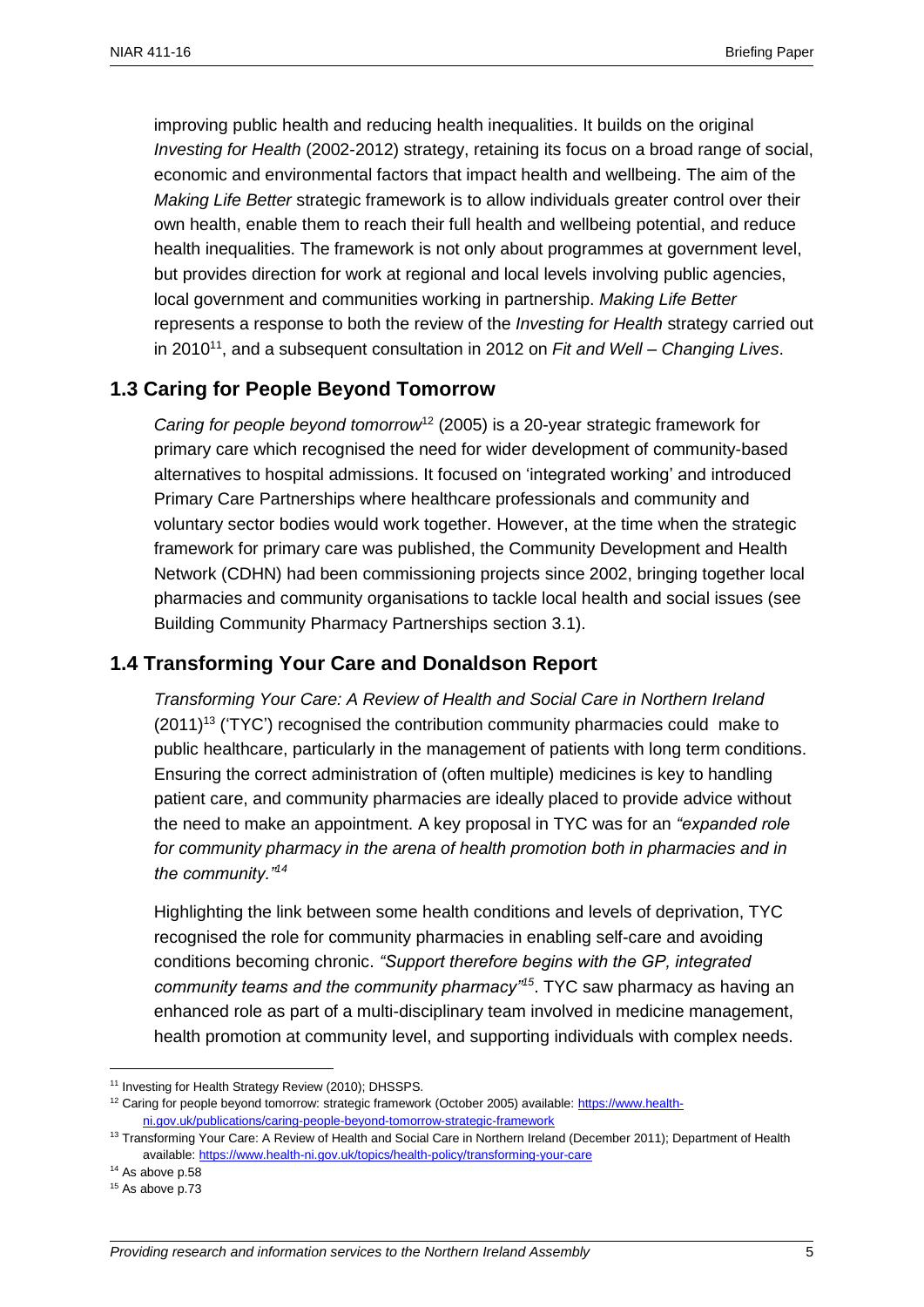improving public health and reducing health inequalities. It builds on the original *Investing for Health* (2002-2012) strategy, retaining its focus on a broad range of social, economic and environmental factors that impact health and wellbeing. The aim of the *Making Life Better* strategic framework is to allow individuals greater control over their own health, enable them to reach their full health and wellbeing potential, and reduce health inequalities. The framework is not only about programmes at government level, but provides direction for work at regional and local levels involving public agencies, local government and communities working in partnership. *Making Life Better* represents a response to both the review of the *Investing for Health* strategy carried out in 2010[11], and a subsequent consultation in 2012 on *Fit and Well – Changing Lives*.

## 1.3 Caring for People Beyond Tomorrow

*Caring for people beyond tomorrow*[12] (2005) is a 20-year strategic framework for primary care which recognised the need for wider development of community-based alternatives to hospital admissions. It focused on 'integrated working' and introduced Primary Care Partnerships where healthcare professionals and community and voluntary sector bodies would work together. However, at the time when the strategic framework for primary care was published, the Community Development and Health Network (CDHN) had been commissioning projects since 2002, bringing together local pharmacies and community organisations to tackle local health and social issues (see Building Community Pharmacy Partnerships section 3.1).

## 1.4 Transforming Your Care and Donaldson Report

*Transforming Your Care: A Review of Health and Social Care in Northern Ireland* (2011)[13] ('TYC') recognised the contribution community pharmacies could make to public healthcare, particularly in the management of patients with long term conditions. Ensuring the correct administration of (often multiple) medicines is key to handling patient care, and community pharmacies are ideally placed to provide advice without the need to make an appointment. A key proposal in TYC was for an *"expanded role for community pharmacy in the arena of health promotion both in pharmacies and in the community."*[14]

Highlighting the link between some health conditions and levels of deprivation, TYC recognised the role for community pharmacies in enabling self-care and avoiding conditions becoming chronic. *"Support therefore begins with the GP, integrated community teams and the community pharmacy"*[15]. TYC saw pharmacy as having an enhanced role as part of a multi-disciplinary team involved in medicine management, health promotion at community level, and supporting individuals with complex needs.

---

[11] Investing for Health Strategy Review (2010); DHSSPS.

[12] Caring for people beyond tomorrow: strategic framework (October 2005) available: https://www.health-ni.gov.uk/publications/caring-people-beyond-tomorrow-strategic-framework

[13] Transforming Your Care: A Review of Health and Social Care in Northern Ireland (December 2011); Department of Health available: https://www.health-ni.gov.uk/topics/health-policy/transforming-your-care

[14] As above p.58

[15] As above p.73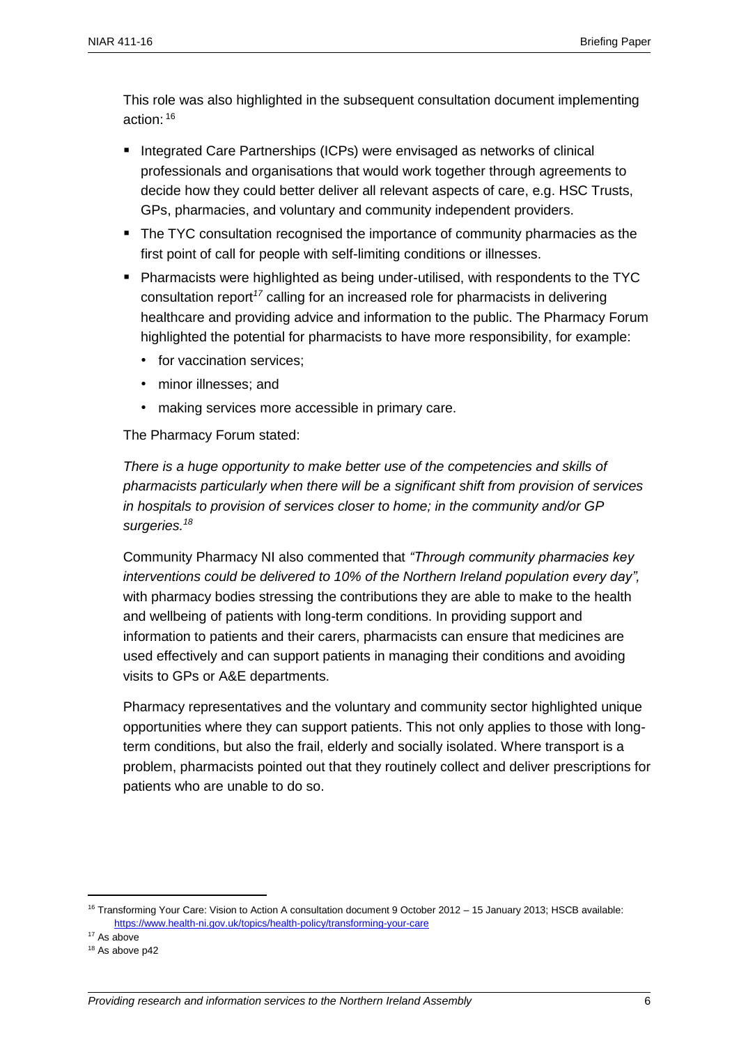This role was also highlighted in the subsequent consultation document implementing action:[16]

- Integrated Care Partnerships (ICPs) were envisaged as networks of clinical professionals and organisations that would work together through agreements to decide how they could better deliver all relevant aspects of care, e.g. HSC Trusts, GPs, pharmacies, and voluntary and community independent providers.
- The TYC consultation recognised the importance of community pharmacies as the first point of call for people with self-limiting conditions or illnesses.
- Pharmacists were highlighted as being under-utilised, with respondents to the TYC consultation report[17] calling for an increased role for pharmacists in delivering healthcare and providing advice and information to the public. The Pharmacy Forum highlighted the potential for pharmacists to have more responsibility, for example:
  - for vaccination services;
  - minor illnesses; and
  - making services more accessible in primary care.

The Pharmacy Forum stated:

*There is a huge opportunity to make better use of the competencies and skills of pharmacists particularly when there will be a significant shift from provision of services in hospitals to provision of services closer to home; in the community and/or GP surgeries.*[18]

Community Pharmacy NI also commented that *"Through community pharmacies key interventions could be delivered to 10% of the Northern Ireland population every day",* with pharmacy bodies stressing the contributions they are able to make to the health and wellbeing of patients with long-term conditions. In providing support and information to patients and their carers, pharmacists can ensure that medicines are used effectively and can support patients in managing their conditions and avoiding visits to GPs or A&E departments.

Pharmacy representatives and the voluntary and community sector highlighted unique opportunities where they can support patients. This not only applies to those with long-term conditions, but also the frail, elderly and socially isolated. Where transport is a problem, pharmacists pointed out that they routinely collect and deliver prescriptions for patients who are unable to do so.

---

[16] Transforming Your Care: Vision to Action A consultation document 9 October 2012 – 15 January 2013; HSCB available: https://www.health-ni.gov.uk/topics/health-policy/transforming-your-care

[17] As above

[18] As above p42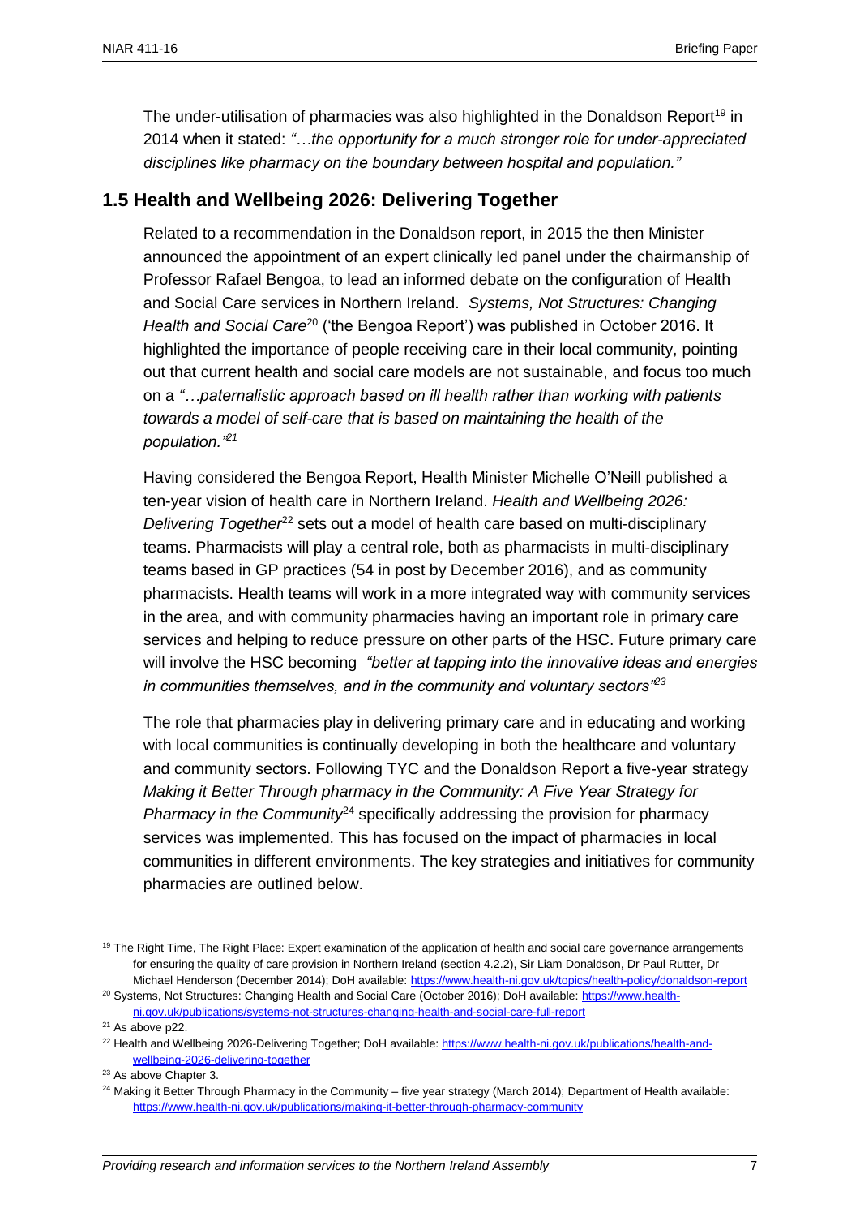The under-utilisation of pharmacies was also highlighted in the Donaldson Report[19] in 2014 when it stated: *"…the opportunity for a much stronger role for under-appreciated disciplines like pharmacy on the boundary between hospital and population."*

## 1.5 Health and Wellbeing 2026: Delivering Together

Related to a recommendation in the Donaldson report, in 2015 the then Minister announced the appointment of an expert clinically led panel under the chairmanship of Professor Rafael Bengoa, to lead an informed debate on the configuration of Health and Social Care services in Northern Ireland. *Systems, Not Structures: Changing Health and Social Care*[20] ('the Bengoa Report') was published in October 2016. It highlighted the importance of people receiving care in their local community, pointing out that current health and social care models are not sustainable, and focus too much on a *"…paternalistic approach based on ill health rather than working with patients towards a model of self-care that is based on maintaining the health of the population."*[21]

Having considered the Bengoa Report, Health Minister Michelle O'Neill published a ten-year vision of health care in Northern Ireland. *Health and Wellbeing 2026: Delivering Together*[22] sets out a model of health care based on multi-disciplinary teams. Pharmacists will play a central role, both as pharmacists in multi-disciplinary teams based in GP practices (54 in post by December 2016), and as community pharmacists. Health teams will work in a more integrated way with community services in the area, and with community pharmacies having an important role in primary care services and helping to reduce pressure on other parts of the HSC. Future primary care will involve the HSC becoming *"better at tapping into the innovative ideas and energies in communities themselves, and in the community and voluntary sectors"*[23]

The role that pharmacies play in delivering primary care and in educating and working with local communities is continually developing in both the healthcare and voluntary and community sectors. Following TYC and the Donaldson Report a five-year strategy *Making it Better Through pharmacy in the Community: A Five Year Strategy for Pharmacy in the Community*[24] specifically addressing the provision for pharmacy services was implemented. This has focused on the impact of pharmacies in local communities in different environments. The key strategies and initiatives for community pharmacies are outlined below.

---

[19] The Right Time, The Right Place: Expert examination of the application of health and social care governance arrangements for ensuring the quality of care provision in Northern Ireland (section 4.2.2), Sir Liam Donaldson, Dr Paul Rutter, Dr Michael Henderson (December 2014); DoH available: https://www.health-ni.gov.uk/topics/health-policy/donaldson-report

[20] Systems, Not Structures: Changing Health and Social Care (October 2016); DoH available: https://www.health-ni.gov.uk/publications/systems-not-structures-changing-health-and-social-care-full-report

[21] As above p22.

[22] Health and Wellbeing 2026-Delivering Together; DoH available: https://www.health-ni.gov.uk/publications/health-and-wellbeing-2026-delivering-together

[23] As above Chapter 3.

[24] Making it Better Through Pharmacy in the Community – five year strategy (March 2014); Department of Health available: https://www.health-ni.gov.uk/publications/making-it-better-through-pharmacy-community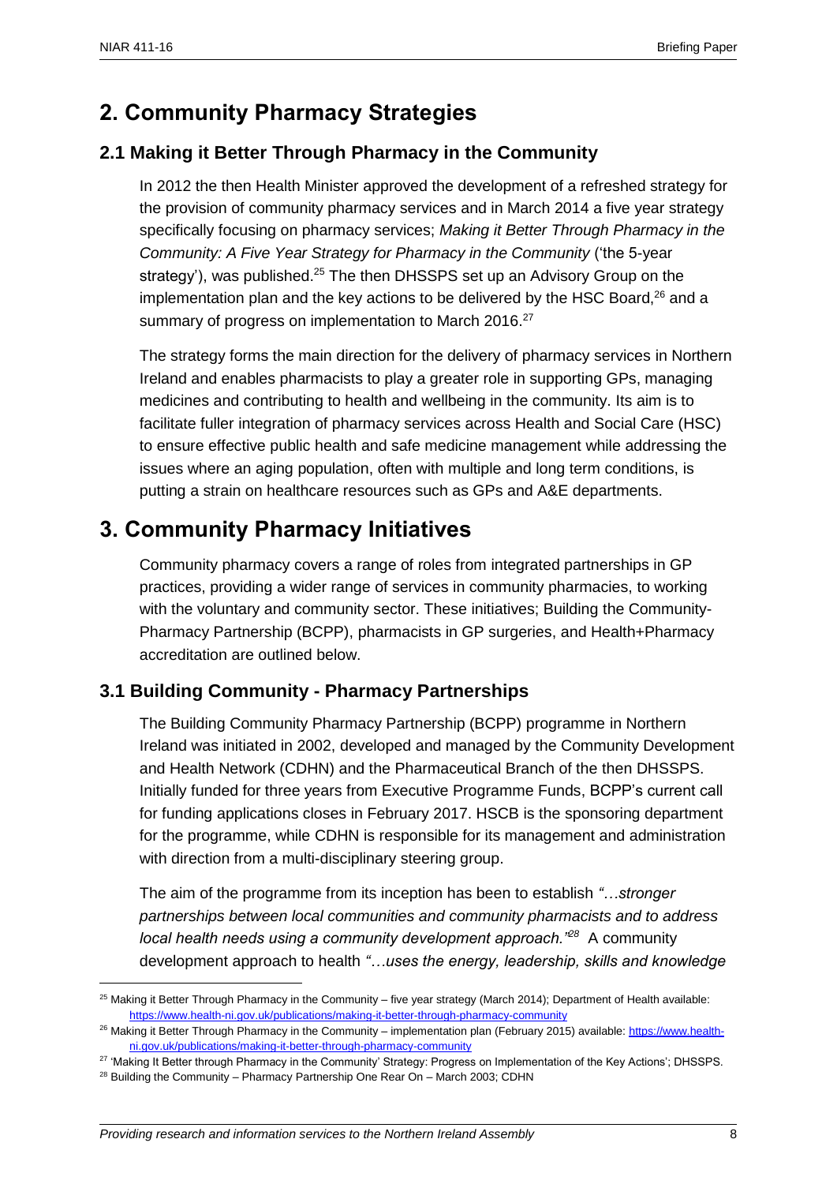## 2. Community Pharmacy Strategies

### 2.1 Making it Better Through Pharmacy in the Community

In 2012 the then Health Minister approved the development of a refreshed strategy for the provision of community pharmacy services and in March 2014 a five year strategy specifically focusing on pharmacy services; *Making it Better Through Pharmacy in the Community: A Five Year Strategy for Pharmacy in the Community* ('the 5-year strategy'), was published.[25] The then DHSSPS set up an Advisory Group on the implementation plan and the key actions to be delivered by the HSC Board,[26] and a summary of progress on implementation to March 2016.[27]

The strategy forms the main direction for the delivery of pharmacy services in Northern Ireland and enables pharmacists to play a greater role in supporting GPs, managing medicines and contributing to health and wellbeing in the community. Its aim is to facilitate fuller integration of pharmacy services across Health and Social Care (HSC) to ensure effective public health and safe medicine management while addressing the issues where an aging population, often with multiple and long term conditions, is putting a strain on healthcare resources such as GPs and A&E departments.

## 3. Community Pharmacy Initiatives

Community pharmacy covers a range of roles from integrated partnerships in GP practices, providing a wider range of services in community pharmacies, to working with the voluntary and community sector. These initiatives; Building the Community-Pharmacy Partnership (BCPP), pharmacists in GP surgeries, and Health+Pharmacy accreditation are outlined below.

### 3.1 Building Community - Pharmacy Partnerships

The Building Community Pharmacy Partnership (BCPP) programme in Northern Ireland was initiated in 2002, developed and managed by the Community Development and Health Network (CDHN) and the Pharmaceutical Branch of the then DHSSPS. Initially funded for three years from Executive Programme Funds, BCPP's current call for funding applications closes in February 2017. HSCB is the sponsoring department for the programme, while CDHN is responsible for its management and administration with direction from a multi-disciplinary steering group.

The aim of the programme from its inception has been to establish *"…stronger partnerships between local communities and community pharmacists and to address local health needs using a community development approach."*[28] A community development approach to health *"…uses the energy, leadership, skills and knowledge*

---

[25] Making it Better Through Pharmacy in the Community – five year strategy (March 2014); Department of Health available: https://www.health-ni.gov.uk/publications/making-it-better-through-pharmacy-community

[26] Making it Better Through Pharmacy in the Community – implementation plan (February 2015) available: https://www.health-ni.gov.uk/publications/making-it-better-through-pharmacy-community

[27] 'Making It Better through Pharmacy in the Community' Strategy: Progress on Implementation of the Key Actions'; DHSSPS.

[28] Building the Community – Pharmacy Partnership One Rear On – March 2003; CDHN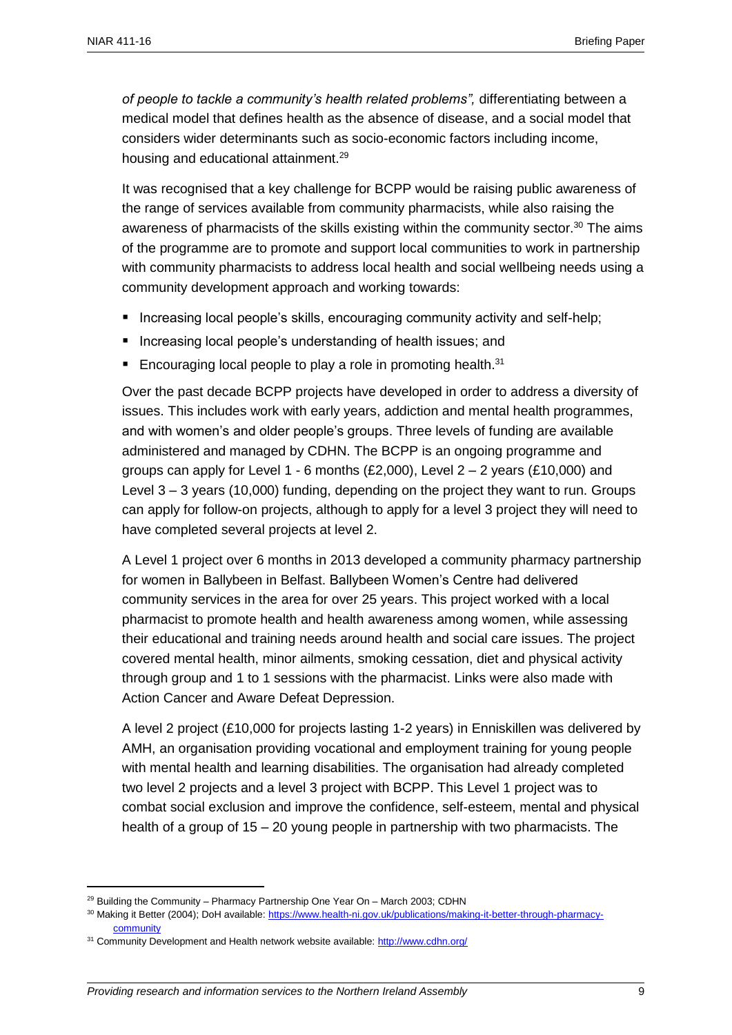*of people to tackle a community's health related problems",* differentiating between a medical model that defines health as the absence of disease, and a social model that considers wider determinants such as socio-economic factors including income, housing and educational attainment.[29]

It was recognised that a key challenge for BCPP would be raising public awareness of the range of services available from community pharmacists, while also raising the awareness of pharmacists of the skills existing within the community sector.[30] The aims of the programme are to promote and support local communities to work in partnership with community pharmacists to address local health and social wellbeing needs using a community development approach and working towards:

- Increasing local people's skills, encouraging community activity and self-help;
- Increasing local people's understanding of health issues; and
- Encouraging local people to play a role in promoting health.[31]

Over the past decade BCPP projects have developed in order to address a diversity of issues. This includes work with early years, addiction and mental health programmes, and with women's and older people's groups. Three levels of funding are available administered and managed by CDHN. The BCPP is an ongoing programme and groups can apply for Level 1 - 6 months (£2,000), Level 2 – 2 years (£10,000) and Level 3 – 3 years (10,000) funding, depending on the project they want to run. Groups can apply for follow-on projects, although to apply for a level 3 project they will need to have completed several projects at level 2.

A Level 1 project over 6 months in 2013 developed a community pharmacy partnership for women in Ballybeen in Belfast. Ballybeen Women's Centre had delivered community services in the area for over 25 years. This project worked with a local pharmacist to promote health and health awareness among women, while assessing their educational and training needs around health and social care issues. The project covered mental health, minor ailments, smoking cessation, diet and physical activity through group and 1 to 1 sessions with the pharmacist. Links were also made with Action Cancer and Aware Defeat Depression.

A level 2 project (£10,000 for projects lasting 1-2 years) in Enniskillen was delivered by AMH, an organisation providing vocational and employment training for young people with mental health and learning disabilities. The organisation had already completed two level 2 projects and a level 3 project with BCPP. This Level 1 project was to combat social exclusion and improve the confidence, self-esteem, mental and physical health of a group of 15 – 20 young people in partnership with two pharmacists. The

---

[29] Building the Community – Pharmacy Partnership One Year On – March 2003; CDHN

[30] Making it Better (2004); DoH available: https://www.health-ni.gov.uk/publications/making-it-better-through-pharmacy-community

[31] Community Development and Health network website available: http://www.cdhn.org/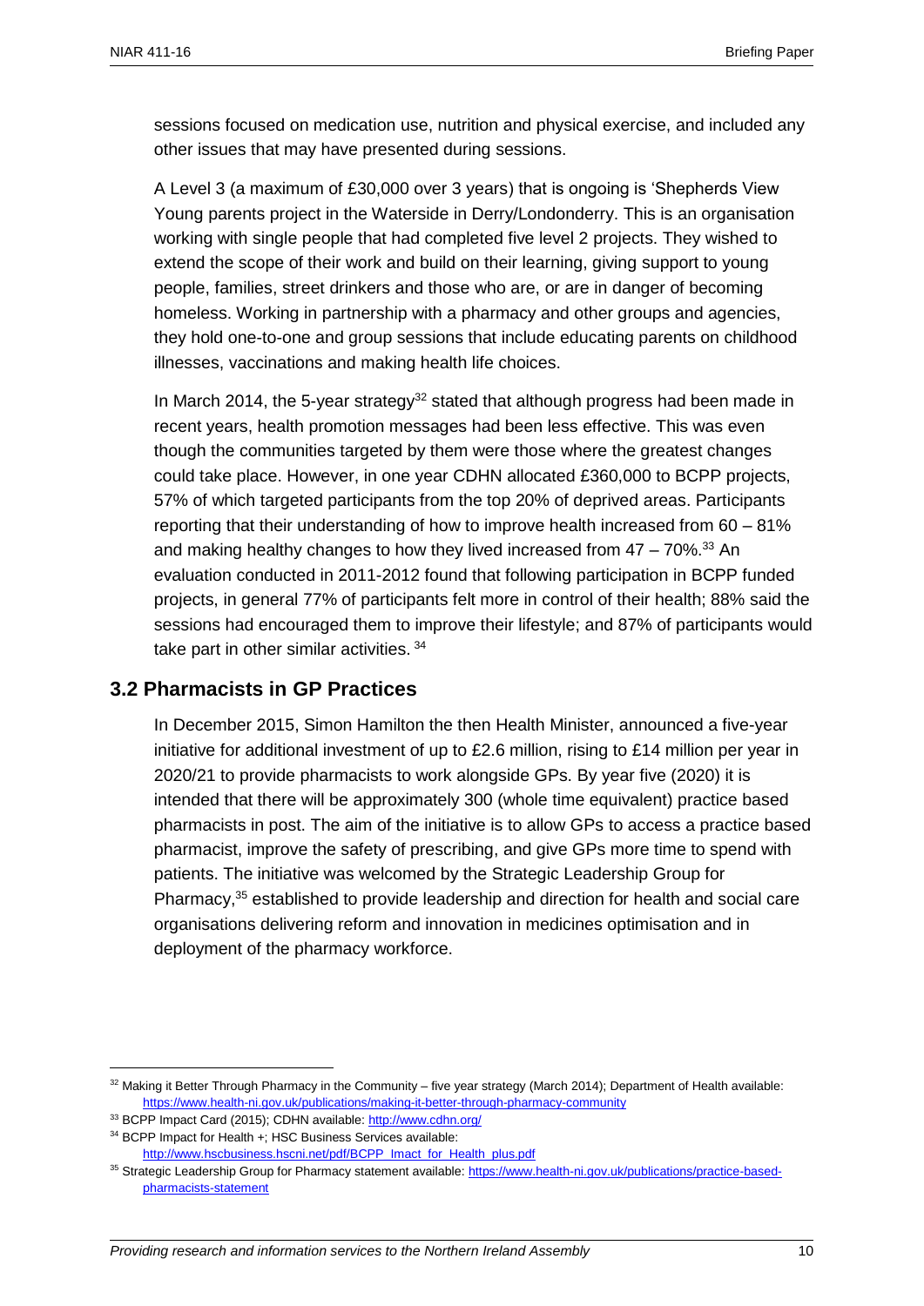sessions focused on medication use, nutrition and physical exercise, and included any other issues that may have presented during sessions.

A Level 3 (a maximum of £30,000 over 3 years) that is ongoing is 'Shepherds View Young parents project in the Waterside in Derry/Londonderry. This is an organisation working with single people that had completed five level 2 projects. They wished to extend the scope of their work and build on their learning, giving support to young people, families, street drinkers and those who are, or are in danger of becoming homeless. Working in partnership with a pharmacy and other groups and agencies, they hold one-to-one and group sessions that include educating parents on childhood illnesses, vaccinations and making health life choices.

In March 2014, the 5-year strategy[32] stated that although progress had been made in recent years, health promotion messages had been less effective. This was even though the communities targeted by them were those where the greatest changes could take place. However, in one year CDHN allocated £360,000 to BCPP projects, 57% of which targeted participants from the top 20% of deprived areas. Participants reporting that their understanding of how to improve health increased from 60 – 81% and making healthy changes to how they lived increased from 47 – 70%.[33] An evaluation conducted in 2011-2012 found that following participation in BCPP funded projects, in general 77% of participants felt more in control of their health; 88% said the sessions had encouraged them to improve their lifestyle; and 87% of participants would take part in other similar activities.[34]

## 3.2 Pharmacists in GP Practices

In December 2015, Simon Hamilton the then Health Minister, announced a five-year initiative for additional investment of up to £2.6 million, rising to £14 million per year in 2020/21 to provide pharmacists to work alongside GPs. By year five (2020) it is intended that there will be approximately 300 (whole time equivalent) practice based pharmacists in post. The aim of the initiative is to allow GPs to access a practice based pharmacist, improve the safety of prescribing, and give GPs more time to spend with patients. The initiative was welcomed by the Strategic Leadership Group for Pharmacy,[35] established to provide leadership and direction for health and social care organisations delivering reform and innovation in medicines optimisation and in deployment of the pharmacy workforce.

---

[32] Making it Better Through Pharmacy in the Community – five year strategy (March 2014); Department of Health available: https://www.health-ni.gov.uk/publications/making-it-better-through-pharmacy-community

[33] BCPP Impact Card (2015); CDHN available: http://www.cdhn.org/

[34] BCPP Impact for Health +; HSC Business Services available: http://www.hscbusiness.hscni.net/pdf/BCPP_Imact_for_Health_plus.pdf

[35] Strategic Leadership Group for Pharmacy statement available: https://www.health-ni.gov.uk/publications/practice-based-pharmacists-statement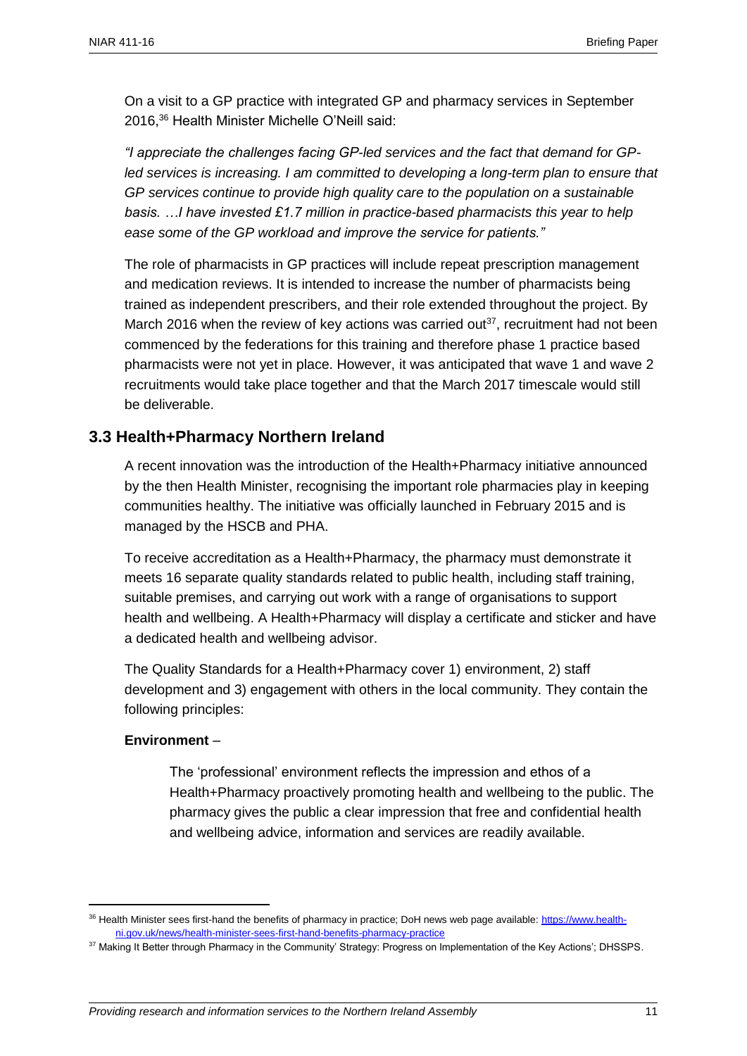On a visit to a GP practice with integrated GP and pharmacy services in September 2016,[36] Health Minister Michelle O'Neill said:

*"I appreciate the challenges facing GP-led services and the fact that demand for GP-led services is increasing. I am committed to developing a long-term plan to ensure that GP services continue to provide high quality care to the population on a sustainable basis. …I have invested £1.7 million in practice-based pharmacists this year to help ease some of the GP workload and improve the service for patients."*

The role of pharmacists in GP practices will include repeat prescription management and medication reviews. It is intended to increase the number of pharmacists being trained as independent prescribers, and their role extended throughout the project. By March 2016 when the review of key actions was carried out[37], recruitment had not been commenced by the federations for this training and therefore phase 1 practice based pharmacists were not yet in place. However, it was anticipated that wave 1 and wave 2 recruitments would take place together and that the March 2017 timescale would still be deliverable.

## 3.3 Health+Pharmacy Northern Ireland

A recent innovation was the introduction of the Health+Pharmacy initiative announced by the then Health Minister, recognising the important role pharmacies play in keeping communities healthy. The initiative was officially launched in February 2015 and is managed by the HSCB and PHA.

To receive accreditation as a Health+Pharmacy, the pharmacy must demonstrate it meets 16 separate quality standards related to public health, including staff training, suitable premises, and carrying out work with a range of organisations to support health and wellbeing. A Health+Pharmacy will display a certificate and sticker and have a dedicated health and wellbeing advisor.

The Quality Standards for a Health+Pharmacy cover 1) environment, 2) staff development and 3) engagement with others in the local community. They contain the following principles:

**Environment** –

> The 'professional' environment reflects the impression and ethos of a Health+Pharmacy proactively promoting health and wellbeing to the public. The pharmacy gives the public a clear impression that free and confidential health and wellbeing advice, information and services are readily available.

---

[36] Health Minister sees first-hand the benefits of pharmacy in practice; DoH news web page available: https://www.health-ni.gov.uk/news/health-minister-sees-first-hand-benefits-pharmacy-practice

[37] Making It Better through Pharmacy in the Community' Strategy: Progress on Implementation of the Key Actions'; DHSSPS.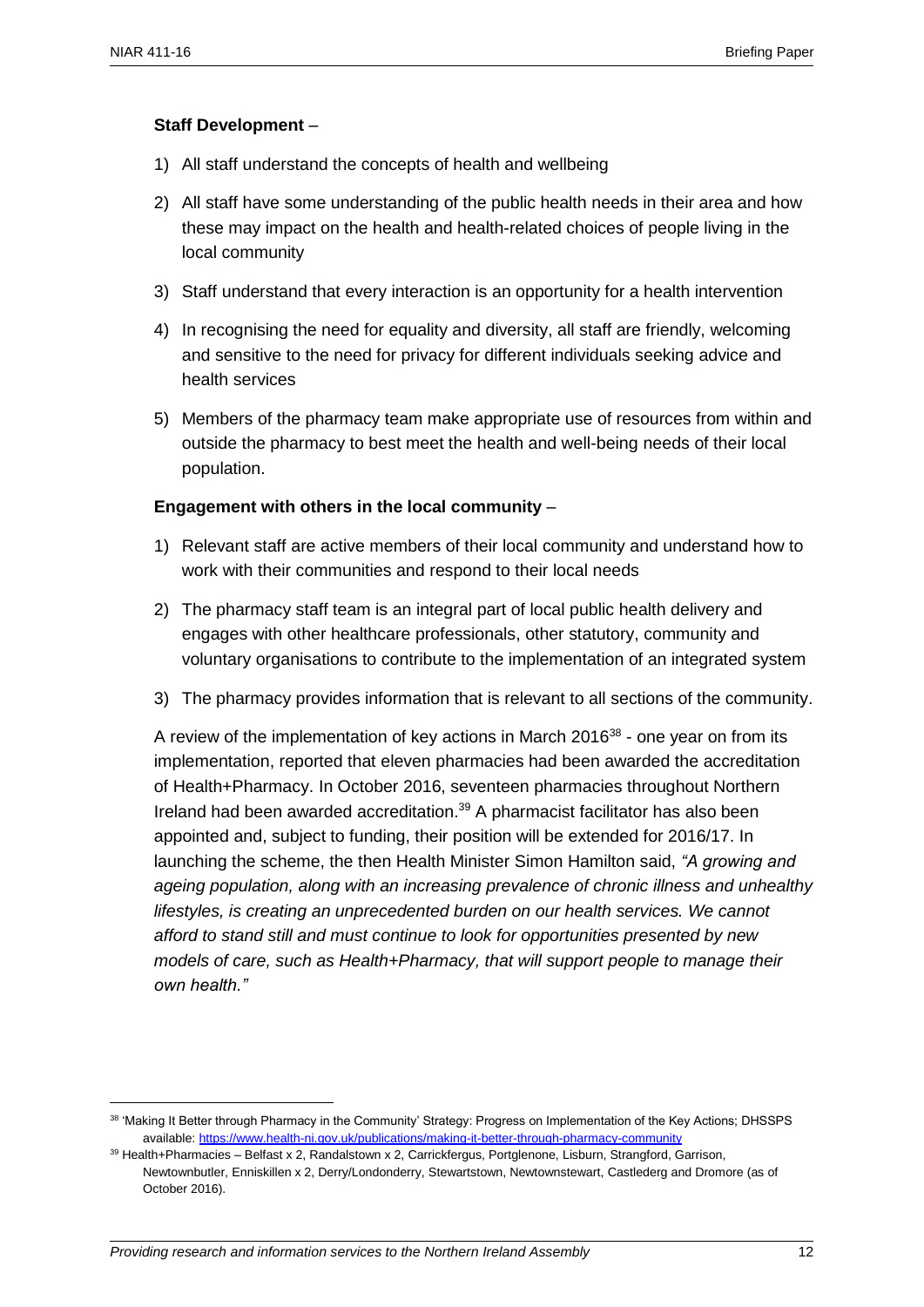**Staff Development** –

1) All staff understand the concepts of health and wellbeing
2) All staff have some understanding of the public health needs in their area and how these may impact on the health and health-related choices of people living in the local community
3) Staff understand that every interaction is an opportunity for a health intervention
4) In recognising the need for equality and diversity, all staff are friendly, welcoming and sensitive to the need for privacy for different individuals seeking advice and health services
5) Members of the pharmacy team make appropriate use of resources from within and outside the pharmacy to best meet the health and well-being needs of their local population.

**Engagement with others in the local community** –

1) Relevant staff are active members of their local community and understand how to work with their communities and respond to their local needs
2) The pharmacy staff team is an integral part of local public health delivery and engages with other healthcare professionals, other statutory, community and voluntary organisations to contribute to the implementation of an integrated system
3) The pharmacy provides information that is relevant to all sections of the community.

A review of the implementation of key actions in March 2016[38] - one year on from its implementation, reported that eleven pharmacies had been awarded the accreditation of Health+Pharmacy. In October 2016, seventeen pharmacies throughout Northern Ireland had been awarded accreditation.[39] A pharmacist facilitator has also been appointed and, subject to funding, their position will be extended for 2016/17. In launching the scheme, the then Health Minister Simon Hamilton said, *"A growing and ageing population, along with an increasing prevalence of chronic illness and unhealthy lifestyles, is creating an unprecedented burden on our health services. We cannot afford to stand still and must continue to look for opportunities presented by new models of care, such as Health+Pharmacy, that will support people to manage their own health."*

---

[38] 'Making It Better through Pharmacy in the Community' Strategy: Progress on Implementation of the Key Actions; DHSSPS available: https://www.health-ni.gov.uk/publications/making-it-better-through-pharmacy-community

[39] Health+Pharmacies – Belfast x 2, Randalstown x 2, Carrickfergus, Portglenone, Lisburn, Strangford, Garrison, Newtownbutler, Enniskillen x 2, Derry/Londonderry, Stewartstown, Newtownstewart, Castlederg and Dromore (as of October 2016).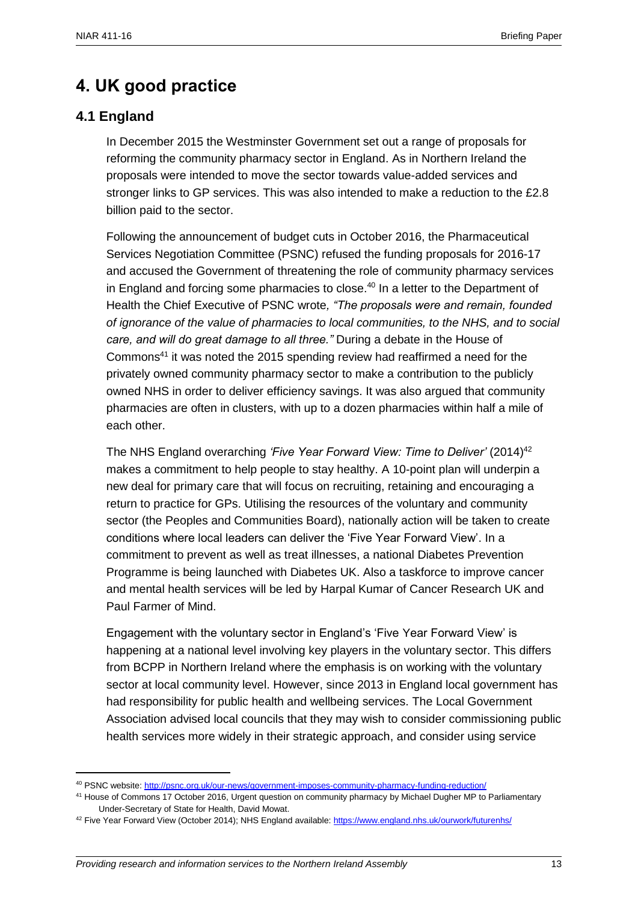# 4. UK good practice

## 4.1 England

In December 2015 the Westminster Government set out a range of proposals for reforming the community pharmacy sector in England. As in Northern Ireland the proposals were intended to move the sector towards value-added services and stronger links to GP services. This was also intended to make a reduction to the £2.8 billion paid to the sector.

Following the announcement of budget cuts in October 2016, the Pharmaceutical Services Negotiation Committee (PSNC) refused the funding proposals for 2016-17 and accused the Government of threatening the role of community pharmacy services in England and forcing some pharmacies to close.[40] In a letter to the Department of Health the Chief Executive of PSNC wrote*, "The proposals were and remain, founded of ignorance of the value of pharmacies to local communities, to the NHS, and to social care, and will do great damage to all three."* During a debate in the House of Commons[41] it was noted the 2015 spending review had reaffirmed a need for the privately owned community pharmacy sector to make a contribution to the publicly owned NHS in order to deliver efficiency savings. It was also argued that community pharmacies are often in clusters, with up to a dozen pharmacies within half a mile of each other.

The NHS England overarching *'Five Year Forward View: Time to Deliver'* (2014)[42] makes a commitment to help people to stay healthy. A 10-point plan will underpin a new deal for primary care that will focus on recruiting, retaining and encouraging a return to practice for GPs. Utilising the resources of the voluntary and community sector (the Peoples and Communities Board), nationally action will be taken to create conditions where local leaders can deliver the 'Five Year Forward View'. In a commitment to prevent as well as treat illnesses, a national Diabetes Prevention Programme is being launched with Diabetes UK. Also a taskforce to improve cancer and mental health services will be led by Harpal Kumar of Cancer Research UK and Paul Farmer of Mind.

Engagement with the voluntary sector in England's 'Five Year Forward View' is happening at a national level involving key players in the voluntary sector. This differs from BCPP in Northern Ireland where the emphasis is on working with the voluntary sector at local community level. However, since 2013 in England local government has had responsibility for public health and wellbeing services. The Local Government Association advised local councils that they may wish to consider commissioning public health services more widely in their strategic approach, and consider using service

---

[40] PSNC website: http://psnc.org.uk/our-news/government-imposes-community-pharmacy-funding-reduction/

[41] House of Commons 17 October 2016, Urgent question on community pharmacy by Michael Dugher MP to Parliamentary Under-Secretary of State for Health, David Mowat.

[42] Five Year Forward View (October 2014); NHS England available: https://www.england.nhs.uk/ourwork/futurenhs/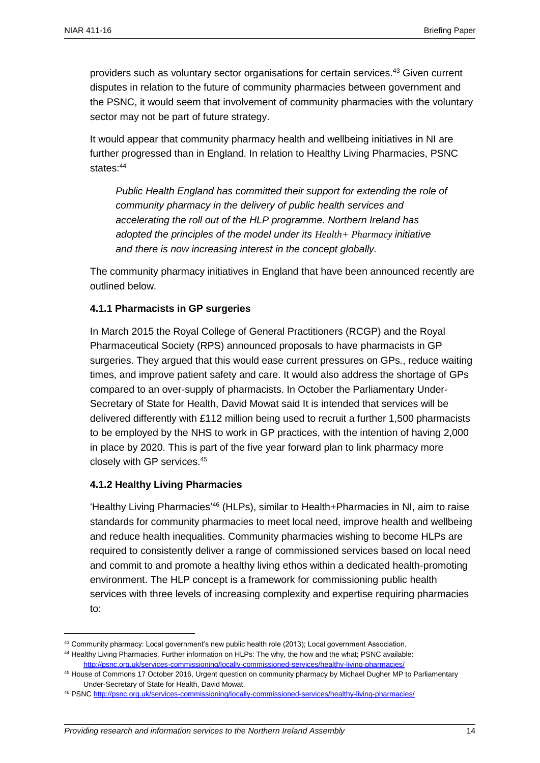providers such as voluntary sector organisations for certain services.[43] Given current disputes in relation to the future of community pharmacies between government and the PSNC, it would seem that involvement of community pharmacies with the voluntary sector may not be part of future strategy.

It would appear that community pharmacy health and wellbeing initiatives in NI are further progressed than in England. In relation to Healthy Living Pharmacies, PSNC states:[44]

> *Public Health England has committed their support for extending the role of community pharmacy in the delivery of public health services and accelerating the roll out of the HLP programme. Northern Ireland has adopted the principles of the model under its Health+ Pharmacy initiative and there is now increasing interest in the concept globally.*

The community pharmacy initiatives in England that have been announced recently are outlined below.

### 4.1.1 Pharmacists in GP surgeries

In March 2015 the Royal College of General Practitioners (RCGP) and the Royal Pharmaceutical Society (RPS) announced proposals to have pharmacists in GP surgeries. They argued that this would ease current pressures on GPs., reduce waiting times, and improve patient safety and care. It would also address the shortage of GPs compared to an over-supply of pharmacists. In October the Parliamentary Under-Secretary of State for Health, David Mowat said It is intended that services will be delivered differently with £112 million being used to recruit a further 1,500 pharmacists to be employed by the NHS to work in GP practices, with the intention of having 2,000 in place by 2020. This is part of the five year forward plan to link pharmacy more closely with GP services.[45]

### 4.1.2 Healthy Living Pharmacies

'Healthy Living Pharmacies'[46] (HLPs), similar to Health+Pharmacies in NI, aim to raise standards for community pharmacies to meet local need, improve health and wellbeing and reduce health inequalities. Community pharmacies wishing to become HLPs are required to consistently deliver a range of commissioned services based on local need and commit to and promote a healthy living ethos within a dedicated health-promoting environment. The HLP concept is a framework for commissioning public health services with three levels of increasing complexity and expertise requiring pharmacies to:

---

[43] Community pharmacy: Local government's new public health role (2013); Local government Association.

[44] Healthy Living Pharmacies, Further information on HLPs: The why, the how and the what; PSNC available: http://psnc.org.uk/services-commissioning/locally-commissioned-services/healthy-living-pharmacies/

[45] House of Commons 17 October 2016, Urgent question on community pharmacy by Michael Dugher MP to Parliamentary Under-Secretary of State for Health, David Mowat.

[46] PSNC http://psnc.org.uk/services-commissioning/locally-commissioned-services/healthy-living-pharmacies/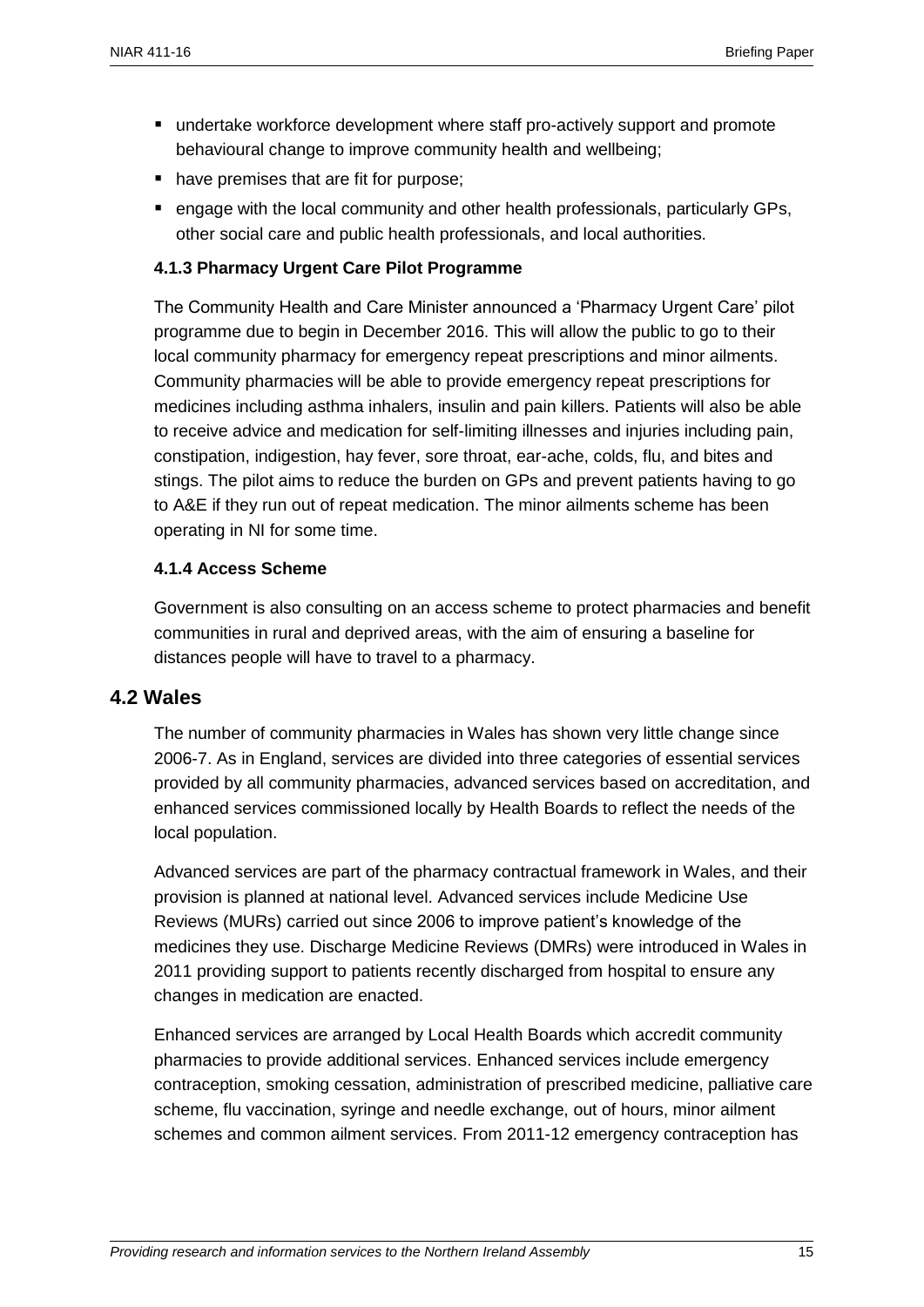- undertake workforce development where staff pro-actively support and promote behavioural change to improve community health and wellbeing;
- have premises that are fit for purpose;
- engage with the local community and other health professionals, particularly GPs, other social care and public health professionals, and local authorities.

#### 4.1.3 Pharmacy Urgent Care Pilot Programme

The Community Health and Care Minister announced a 'Pharmacy Urgent Care' pilot programme due to begin in December 2016. This will allow the public to go to their local community pharmacy for emergency repeat prescriptions and minor ailments. Community pharmacies will be able to provide emergency repeat prescriptions for medicines including asthma inhalers, insulin and pain killers. Patients will also be able to receive advice and medication for self-limiting illnesses and injuries including pain, constipation, indigestion, hay fever, sore throat, ear-ache, colds, flu, and bites and stings. The pilot aims to reduce the burden on GPs and prevent patients having to go to A&E if they run out of repeat medication. The minor ailments scheme has been operating in NI for some time.

#### 4.1.4 Access Scheme

Government is also consulting on an access scheme to protect pharmacies and benefit communities in rural and deprived areas, with the aim of ensuring a baseline for distances people will have to travel to a pharmacy.

## 4.2 Wales

The number of community pharmacies in Wales has shown very little change since 2006-7. As in England, services are divided into three categories of essential services provided by all community pharmacies, advanced services based on accreditation, and enhanced services commissioned locally by Health Boards to reflect the needs of the local population.

Advanced services are part of the pharmacy contractual framework in Wales, and their provision is planned at national level. Advanced services include Medicine Use Reviews (MURs) carried out since 2006 to improve patient's knowledge of the medicines they use. Discharge Medicine Reviews (DMRs) were introduced in Wales in 2011 providing support to patients recently discharged from hospital to ensure any changes in medication are enacted.

Enhanced services are arranged by Local Health Boards which accredit community pharmacies to provide additional services. Enhanced services include emergency contraception, smoking cessation, administration of prescribed medicine, palliative care scheme, flu vaccination, syringe and needle exchange, out of hours, minor ailment schemes and common ailment services. From 2011-12 emergency contraception has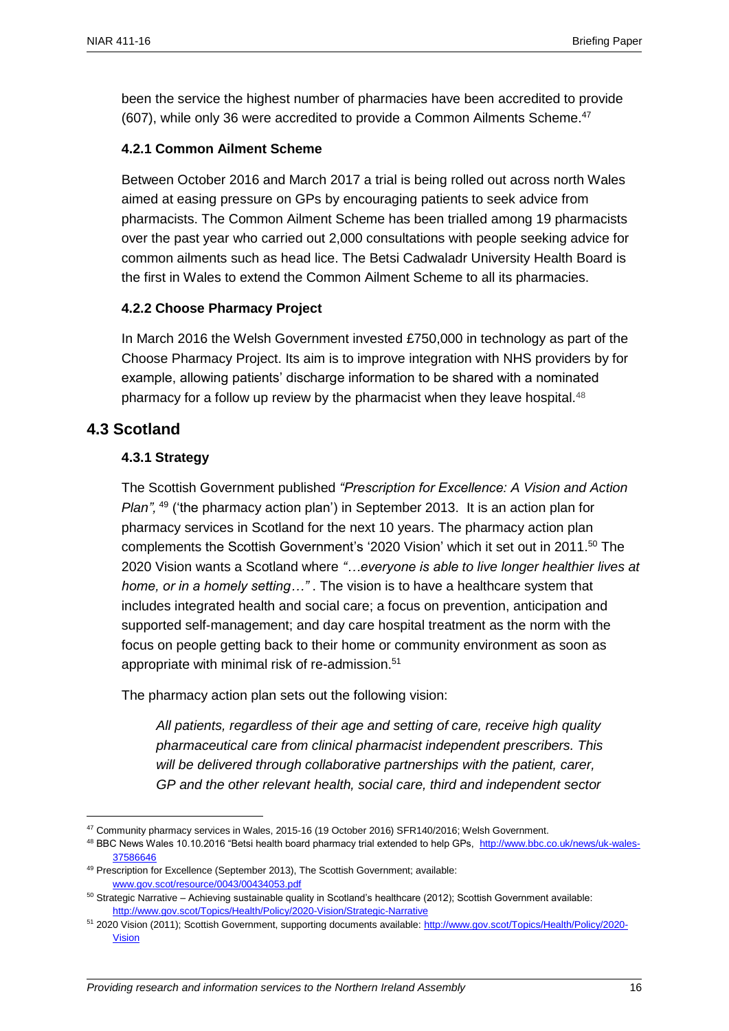been the service the highest number of pharmacies have been accredited to provide (607), while only 36 were accredited to provide a Common Ailments Scheme.[47]

### 4.2.1 Common Ailment Scheme

Between October 2016 and March 2017 a trial is being rolled out across north Wales aimed at easing pressure on GPs by encouraging patients to seek advice from pharmacists. The Common Ailment Scheme has been trialled among 19 pharmacists over the past year who carried out 2,000 consultations with people seeking advice for common ailments such as head lice. The Betsi Cadwaladr University Health Board is the first in Wales to extend the Common Ailment Scheme to all its pharmacies.

### 4.2.2 Choose Pharmacy Project

In March 2016 the Welsh Government invested £750,000 in technology as part of the Choose Pharmacy Project. Its aim is to improve integration with NHS providers by for example, allowing patients' discharge information to be shared with a nominated pharmacy for a follow up review by the pharmacist when they leave hospital.[48]

## 4.3 Scotland

### 4.3.1 Strategy

The Scottish Government published *"Prescription for Excellence: A Vision and Action Plan",* [49] ('the pharmacy action plan') in September 2013. It is an action plan for pharmacy services in Scotland for the next 10 years. The pharmacy action plan complements the Scottish Government's '2020 Vision' which it set out in 2011.[50] The 2020 Vision wants a Scotland where *"…everyone is able to live longer healthier lives at home, or in a homely setting…"* . The vision is to have a healthcare system that includes integrated health and social care; a focus on prevention, anticipation and supported self-management; and day care hospital treatment as the norm with the focus on people getting back to their home or community environment as soon as appropriate with minimal risk of re-admission.[51]

The pharmacy action plan sets out the following vision:

> *All patients, regardless of their age and setting of care, receive high quality pharmaceutical care from clinical pharmacist independent prescribers. This will be delivered through collaborative partnerships with the patient, carer, GP and the other relevant health, social care, third and independent sector*

---

[47] Community pharmacy services in Wales, 2015-16 (19 October 2016) SFR140/2016; Welsh Government.

[48] BBC News Wales 10.10.2016 "Betsi health board pharmacy trial extended to help GPs, http://www.bbc.co.uk/news/uk-wales-37586646

[49] Prescription for Excellence (September 2013), The Scottish Government; available: www.gov.scot/resource/0043/00434053.pdf

[50] Strategic Narrative – Achieving sustainable quality in Scotland's healthcare (2012); Scottish Government available: http://www.gov.scot/Topics/Health/Policy/2020-Vision/Strategic-Narrative

[51] 2020 Vision (2011); Scottish Government, supporting documents available: http://www.gov.scot/Topics/Health/Policy/2020-Vision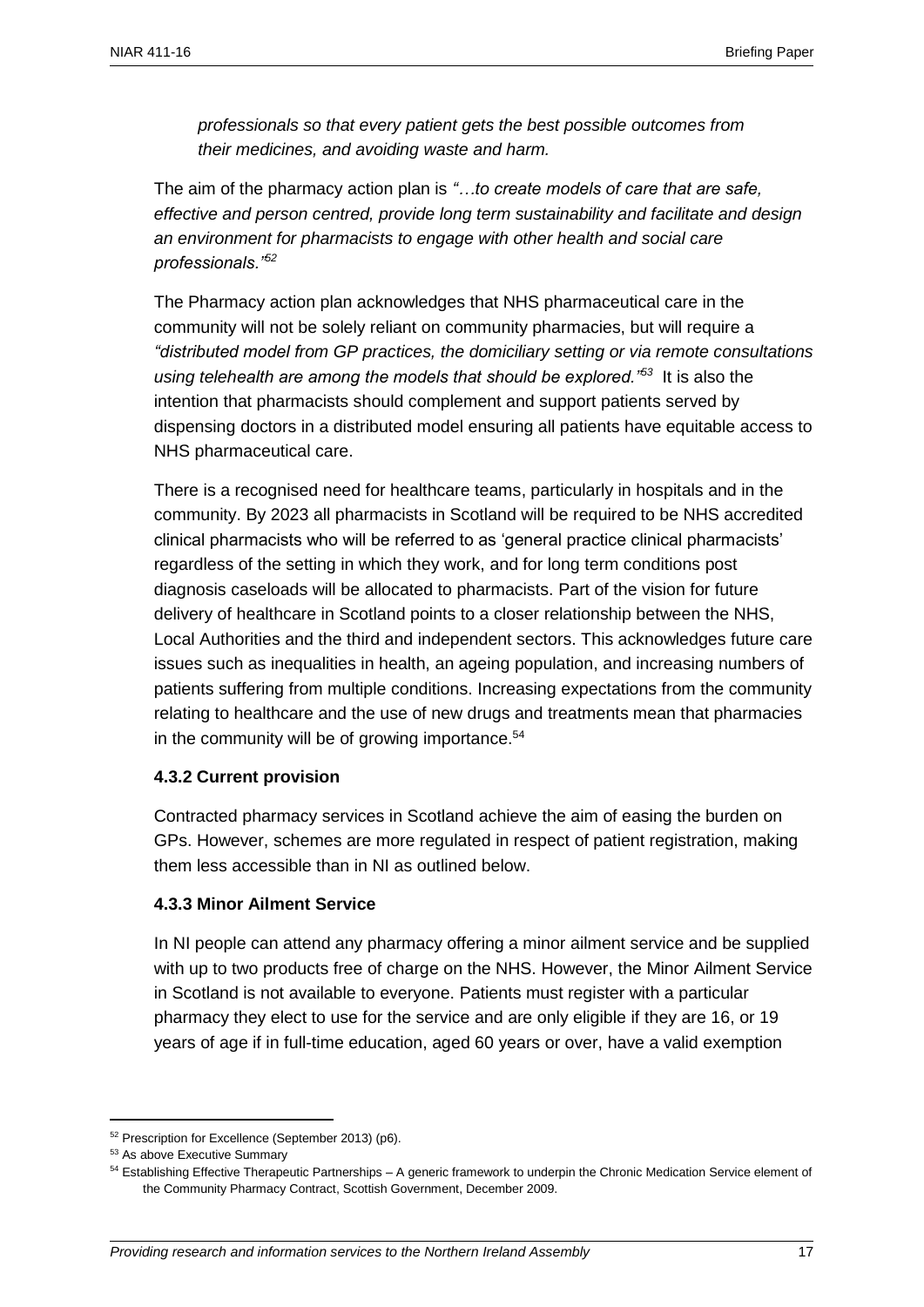*professionals so that every patient gets the best possible outcomes from their medicines, and avoiding waste and harm.*

The aim of the pharmacy action plan is *"…to create models of care that are safe, effective and person centred, provide long term sustainability and facilitate and design an environment for pharmacists to engage with other health and social care professionals."*[52]

The Pharmacy action plan acknowledges that NHS pharmaceutical care in the community will not be solely reliant on community pharmacies, but will require a *"distributed model from GP practices, the domiciliary setting or via remote consultations using telehealth are among the models that should be explored."*[53] It is also the intention that pharmacists should complement and support patients served by dispensing doctors in a distributed model ensuring all patients have equitable access to NHS pharmaceutical care.

There is a recognised need for healthcare teams, particularly in hospitals and in the community. By 2023 all pharmacists in Scotland will be required to be NHS accredited clinical pharmacists who will be referred to as 'general practice clinical pharmacists' regardless of the setting in which they work, and for long term conditions post diagnosis caseloads will be allocated to pharmacists. Part of the vision for future delivery of healthcare in Scotland points to a closer relationship between the NHS, Local Authorities and the third and independent sectors. This acknowledges future care issues such as inequalities in health, an ageing population, and increasing numbers of patients suffering from multiple conditions. Increasing expectations from the community relating to healthcare and the use of new drugs and treatments mean that pharmacies in the community will be of growing importance.[54]

### 4.3.2 Current provision

Contracted pharmacy services in Scotland achieve the aim of easing the burden on GPs. However, schemes are more regulated in respect of patient registration, making them less accessible than in NI as outlined below.

### 4.3.3 Minor Ailment Service

In NI people can attend any pharmacy offering a minor ailment service and be supplied with up to two products free of charge on the NHS. However, the Minor Ailment Service in Scotland is not available to everyone. Patients must register with a particular pharmacy they elect to use for the service and are only eligible if they are 16, or 19 years of age if in full-time education, aged 60 years or over, have a valid exemption

---

[52] Prescription for Excellence (September 2013) (p6).

[53] As above Executive Summary

[54] Establishing Effective Therapeutic Partnerships – A generic framework to underpin the Chronic Medication Service element of the Community Pharmacy Contract, Scottish Government, December 2009.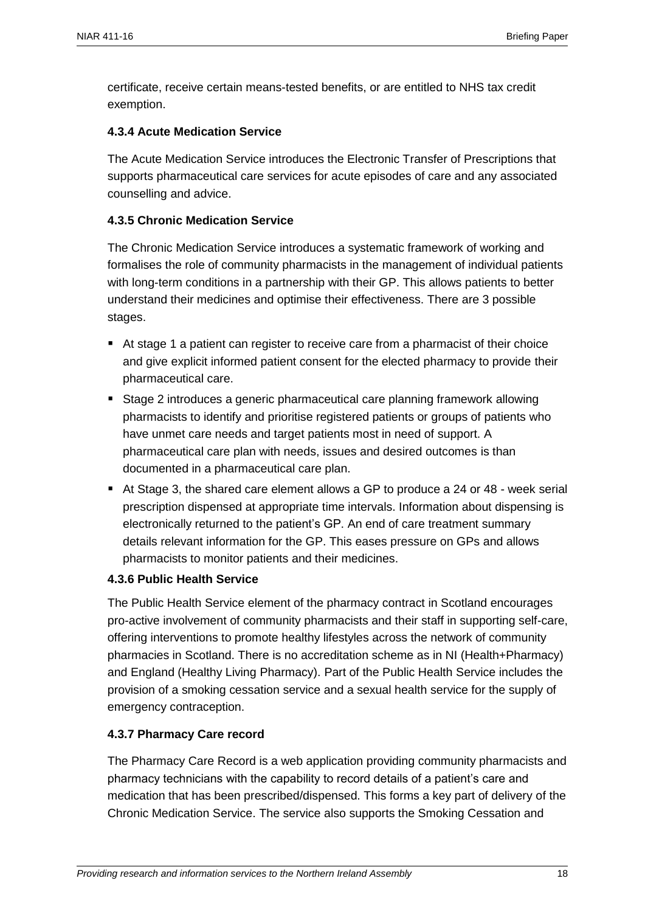certificate, receive certain means-tested benefits, or are entitled to NHS tax credit exemption.

### 4.3.4 Acute Medication Service

The Acute Medication Service introduces the Electronic Transfer of Prescriptions that supports pharmaceutical care services for acute episodes of care and any associated counselling and advice.

### 4.3.5 Chronic Medication Service

The Chronic Medication Service introduces a systematic framework of working and formalises the role of community pharmacists in the management of individual patients with long-term conditions in a partnership with their GP. This allows patients to better understand their medicines and optimise their effectiveness. There are 3 possible stages.

- At stage 1 a patient can register to receive care from a pharmacist of their choice and give explicit informed patient consent for the elected pharmacy to provide their pharmaceutical care.
- Stage 2 introduces a generic pharmaceutical care planning framework allowing pharmacists to identify and prioritise registered patients or groups of patients who have unmet care needs and target patients most in need of support. A pharmaceutical care plan with needs, issues and desired outcomes is than documented in a pharmaceutical care plan.
- At Stage 3, the shared care element allows a GP to produce a 24 or 48 - week serial prescription dispensed at appropriate time intervals. Information about dispensing is electronically returned to the patient's GP. An end of care treatment summary details relevant information for the GP. This eases pressure on GPs and allows pharmacists to monitor patients and their medicines.

### 4.3.6 Public Health Service

The Public Health Service element of the pharmacy contract in Scotland encourages pro-active involvement of community pharmacists and their staff in supporting self-care, offering interventions to promote healthy lifestyles across the network of community pharmacies in Scotland. There is no accreditation scheme as in NI (Health+Pharmacy) and England (Healthy Living Pharmacy). Part of the Public Health Service includes the provision of a smoking cessation service and a sexual health service for the supply of emergency contraception.

### 4.3.7 Pharmacy Care record

The Pharmacy Care Record is a web application providing community pharmacists and pharmacy technicians with the capability to record details of a patient's care and medication that has been prescribed/dispensed. This forms a key part of delivery of the Chronic Medication Service. The service also supports the Smoking Cessation and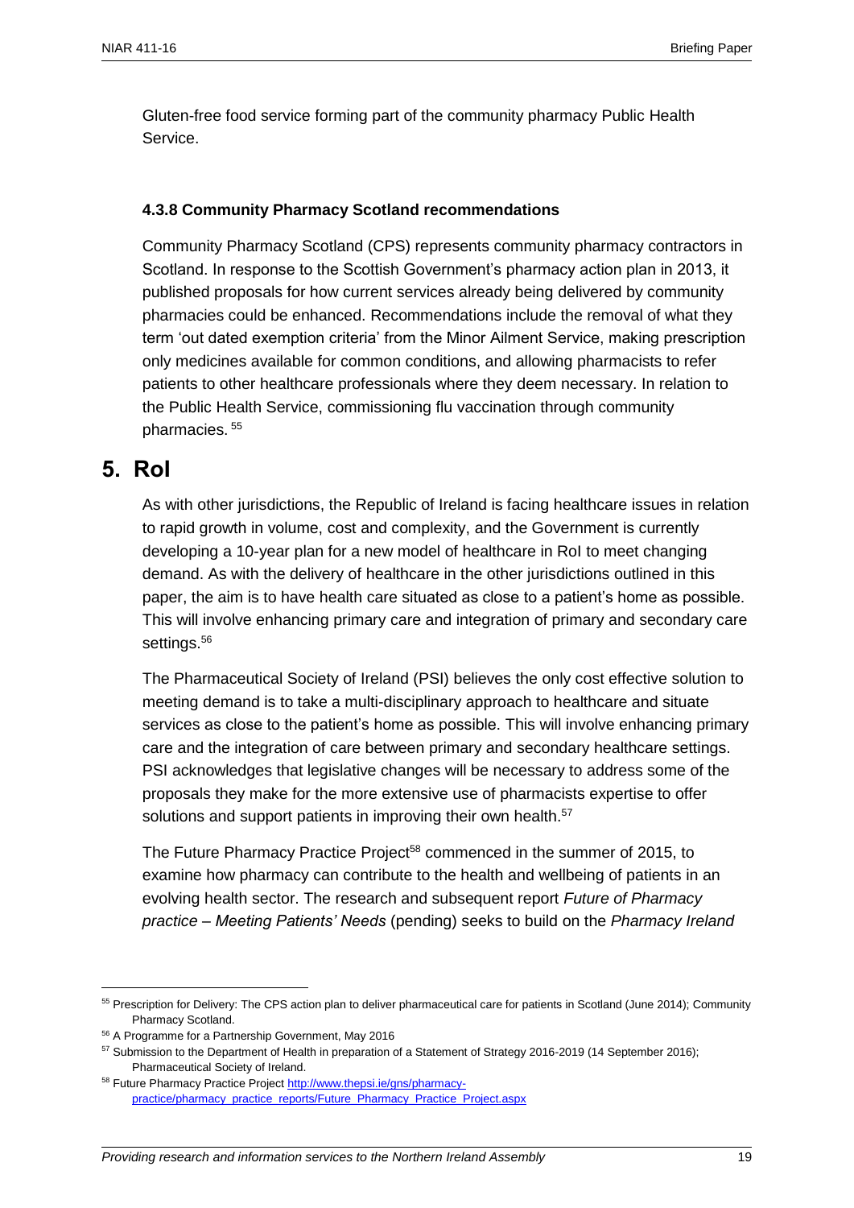Gluten-free food service forming part of the community pharmacy Public Health Service.

#### 4.3.8 Community Pharmacy Scotland recommendations

Community Pharmacy Scotland (CPS) represents community pharmacy contractors in Scotland. In response to the Scottish Government's pharmacy action plan in 2013, it published proposals for how current services already being delivered by community pharmacies could be enhanced. Recommendations include the removal of what they term 'out dated exemption criteria' from the Minor Ailment Service, making prescription only medicines available for common conditions, and allowing pharmacists to refer patients to other healthcare professionals where they deem necessary. In relation to the Public Health Service, commissioning flu vaccination through community pharmacies. [55]

## 5. RoI

As with other jurisdictions, the Republic of Ireland is facing healthcare issues in relation to rapid growth in volume, cost and complexity, and the Government is currently developing a 10-year plan for a new model of healthcare in RoI to meet changing demand. As with the delivery of healthcare in the other jurisdictions outlined in this paper, the aim is to have health care situated as close to a patient's home as possible. This will involve enhancing primary care and integration of primary and secondary care settings.[56]

The Pharmaceutical Society of Ireland (PSI) believes the only cost effective solution to meeting demand is to take a multi-disciplinary approach to healthcare and situate services as close to the patient's home as possible. This will involve enhancing primary care and the integration of care between primary and secondary healthcare settings. PSI acknowledges that legislative changes will be necessary to address some of the proposals they make for the more extensive use of pharmacists expertise to offer solutions and support patients in improving their own health.[57]

The Future Pharmacy Practice Project[58] commenced in the summer of 2015, to examine how pharmacy can contribute to the health and wellbeing of patients in an evolving health sector. The research and subsequent report *Future of Pharmacy practice – Meeting Patients' Needs* (pending) seeks to build on the *Pharmacy Ireland*

---

[55] Prescription for Delivery: The CPS action plan to deliver pharmaceutical care for patients in Scotland (June 2014); Community Pharmacy Scotland.

[56] A Programme for a Partnership Government, May 2016

[57] Submission to the Department of Health in preparation of a Statement of Strategy 2016-2019 (14 September 2016); Pharmaceutical Society of Ireland.

[58] Future Pharmacy Practice Project http://www.thepsi.ie/gns/pharmacy-practice/pharmacy_practice_reports/Future_Pharmacy_Practice_Project.aspx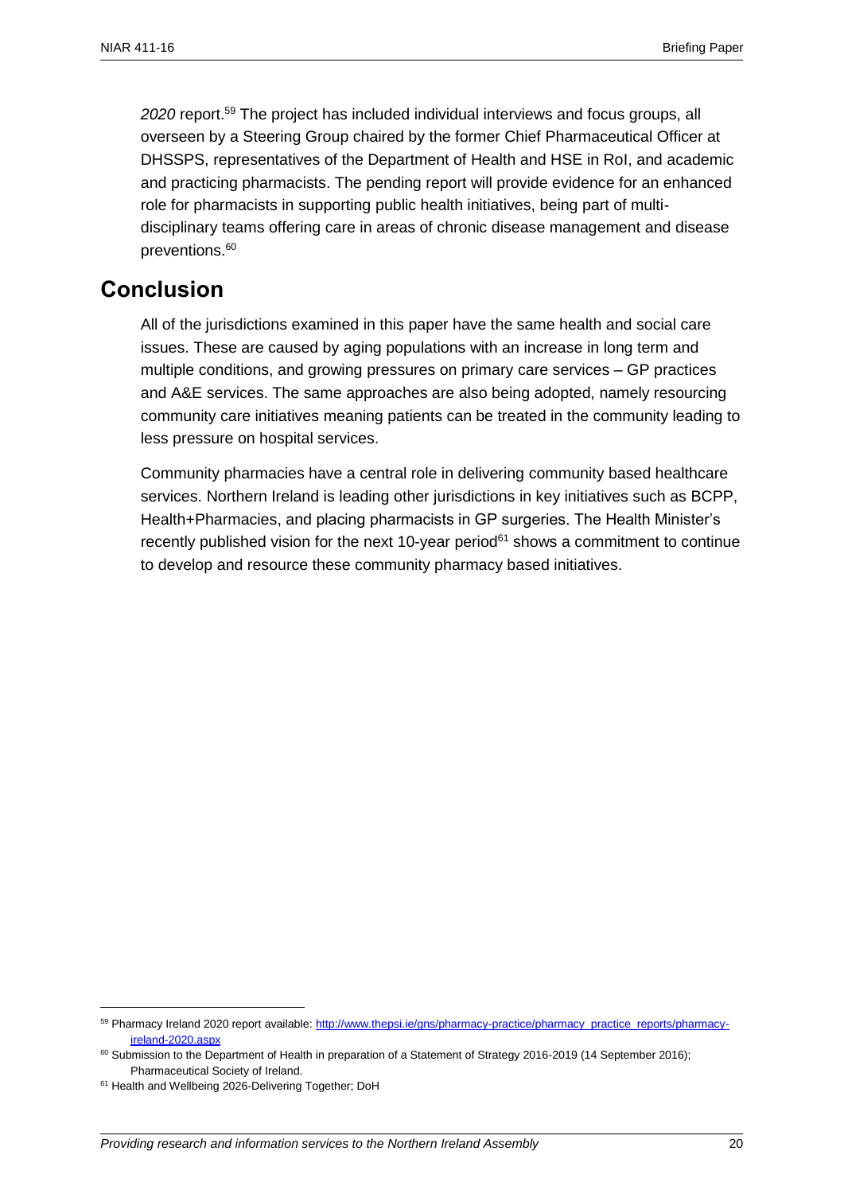*2020* report.[59] The project has included individual interviews and focus groups, all overseen by a Steering Group chaired by the former Chief Pharmaceutical Officer at DHSSPS, representatives of the Department of Health and HSE in RoI, and academic and practicing pharmacists. The pending report will provide evidence for an enhanced role for pharmacists in supporting public health initiatives, being part of multi-disciplinary teams offering care in areas of chronic disease management and disease preventions.[60]

# Conclusion

All of the jurisdictions examined in this paper have the same health and social care issues. These are caused by aging populations with an increase in long term and multiple conditions, and growing pressures on primary care services – GP practices and A&E services. The same approaches are also being adopted, namely resourcing community care initiatives meaning patients can be treated in the community leading to less pressure on hospital services.

Community pharmacies have a central role in delivering community based healthcare services. Northern Ireland is leading other jurisdictions in key initiatives such as BCPP, Health+Pharmacies, and placing pharmacists in GP surgeries. The Health Minister's recently published vision for the next 10-year period[61] shows a commitment to continue to develop and resource these community pharmacy based initiatives.

---

[59] Pharmacy Ireland 2020 report available: http://www.thepsi.ie/gns/pharmacy-practice/pharmacy_practice_reports/pharmacy-ireland-2020.aspx

[60] Submission to the Department of Health in preparation of a Statement of Strategy 2016-2019 (14 September 2016); Pharmaceutical Society of Ireland.

[61] Health and Wellbeing 2026-Delivering Together; DoH